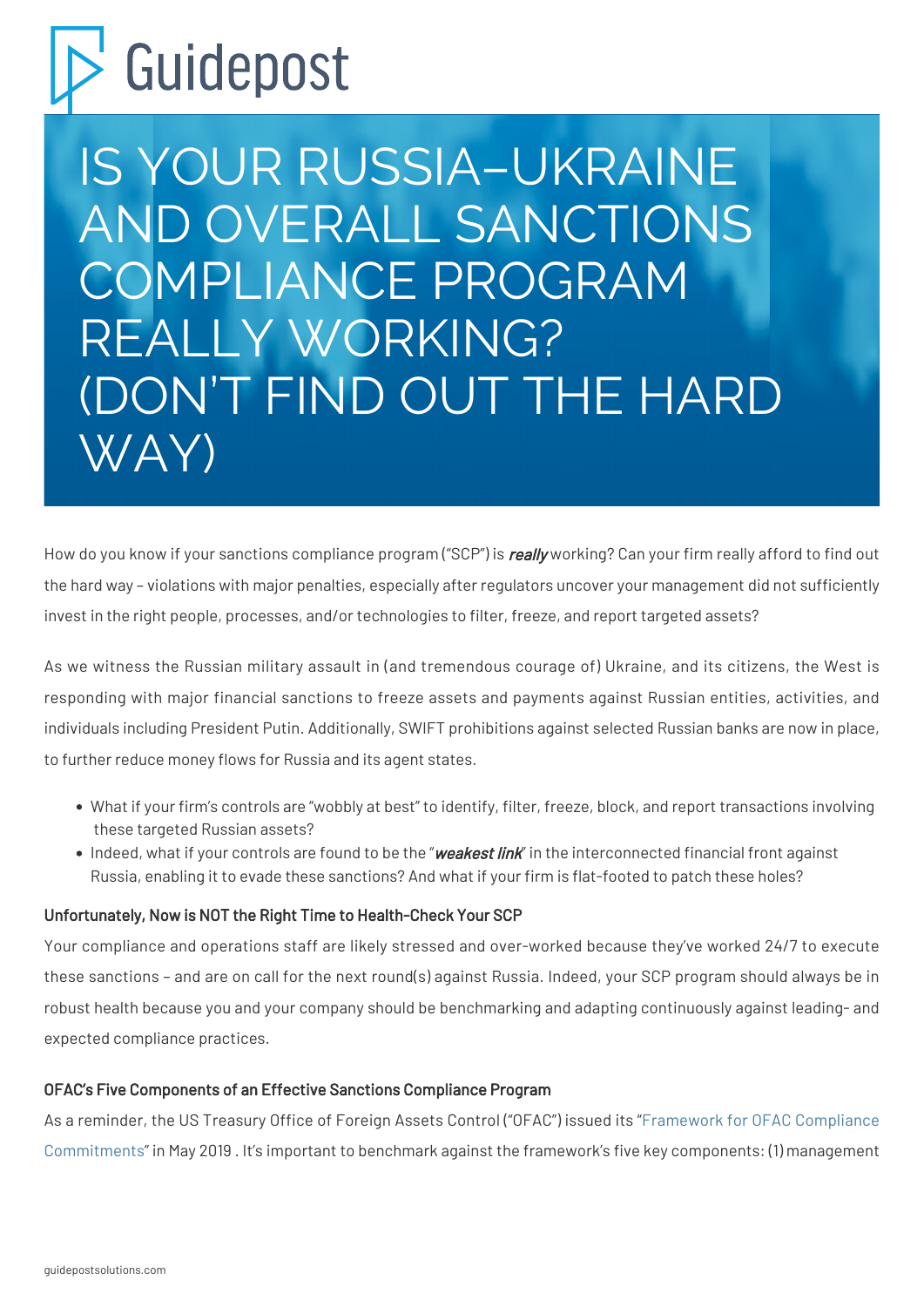Guidepost

# IS YOUR RUSSIA–UKRAINE AND OVERALL SANCTIONS COMPLIANCE PROGRAM REALLY WORKING? (DON'T FIND OUT THE HARD WAY)

How do you know if your sanctions compliance program ("SCP") is ***really*** working? Can your firm really afford to find out the hard way – violations with major penalties, especially after regulators uncover your management did not sufficiently invest in the right people, processes, and/or technologies to filter, freeze, and report targeted assets?

As we witness the Russian military assault in (and tremendous courage of) Ukraine, and its citizens, the West is responding with major financial sanctions to freeze assets and payments against Russian entities, activities, and individuals including President Putin. Additionally, SWIFT prohibitions against selected Russian banks are now in place, to further reduce money flows for Russia and its agent states.

- What if your firm's controls are "wobbly at best" to identify, filter, freeze, block, and report transactions involving these targeted Russian assets?
- Indeed, what if your controls are found to be the "***weakest link***" in the interconnected financial front against Russia, enabling it to evade these sanctions? And what if your firm is flat-footed to patch these holes?

**Unfortunately, Now is NOT the Right Time to Health-Check Your SCP**

Your compliance and operations staff are likely stressed and over-worked because they've worked 24/7 to execute these sanctions – and are on call for the next round(s) against Russia. Indeed, your SCP program should always be in robust health because you and your company should be benchmarking and adapting continuously against leading- and expected compliance practices.

**OFAC's Five Components of an Effective Sanctions Compliance Program**

As a reminder, the US Treasury Office of Foreign Assets Control ("OFAC") issued its "Framework for OFAC Compliance Commitments" in May 2019 . It's important to benchmark against the framework's five key components: (1) management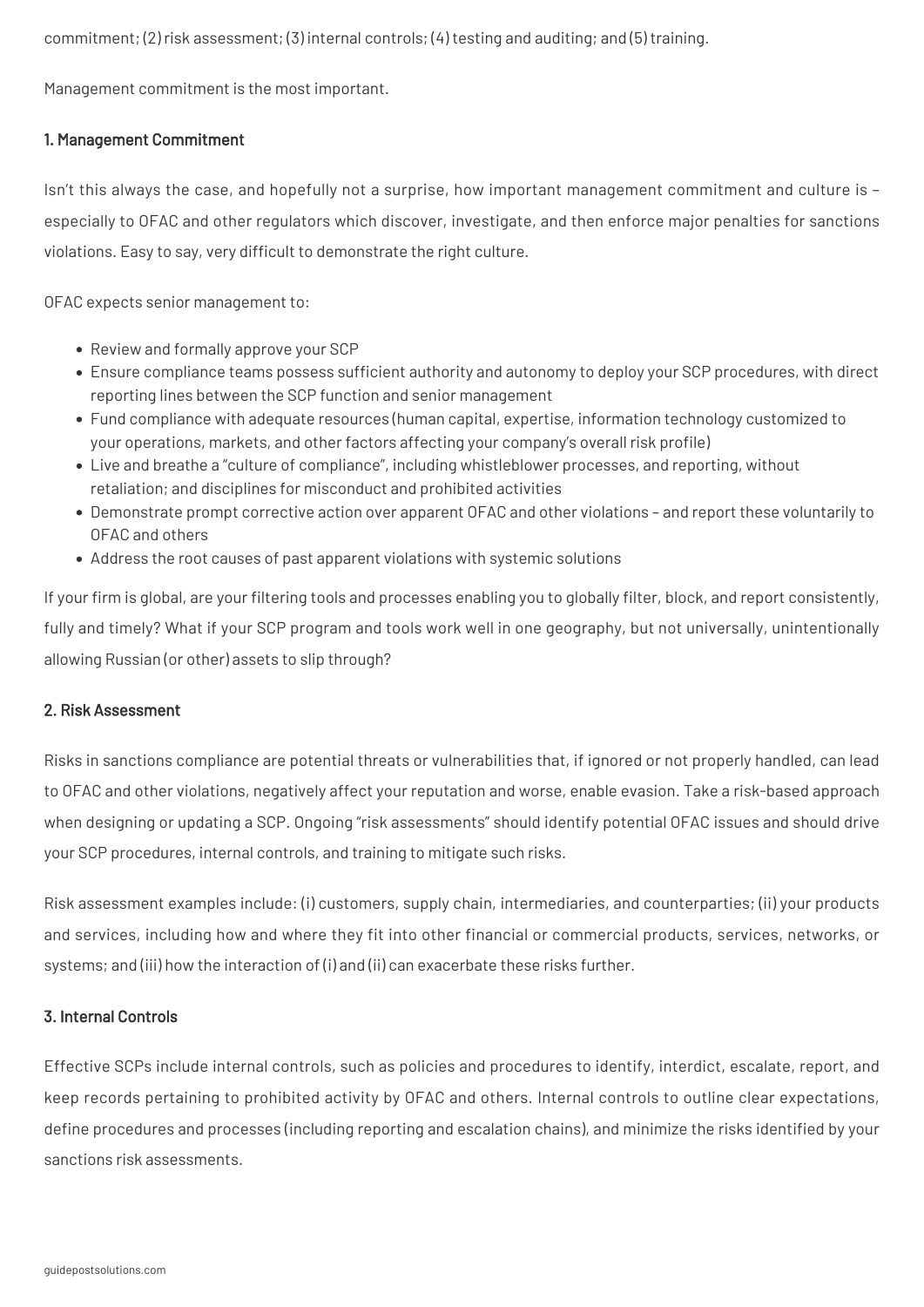commitment; (2) risk assessment; (3) internal controls; (4) testing and auditing; and (5) training.

Management commitment is the most important.

### 1. Management Commitment

Isn't this always the case, and hopefully not a surprise, how important management commitment and culture is – especially to OFAC and other regulators which discover, investigate, and then enforce major penalties for sanctions violations. Easy to say, very difficult to demonstrate the right culture.

OFAC expects senior management to:

- Review and formally approve your SCP
- Ensure compliance teams possess sufficient authority and autonomy to deploy your SCP procedures, with direct reporting lines between the SCP function and senior management
- Fund compliance with adequate resources (human capital, expertise, information technology customized to your operations, markets, and other factors affecting your company's overall risk profile)
- Live and breathe a "culture of compliance", including whistleblower processes, and reporting, without retaliation; and disciplines for misconduct and prohibited activities
- Demonstrate prompt corrective action over apparent OFAC and other violations – and report these voluntarily to OFAC and others
- Address the root causes of past apparent violations with systemic solutions

If your firm is global, are your filtering tools and processes enabling you to globally filter, block, and report consistently, fully and timely? What if your SCP program and tools work well in one geography, but not universally, unintentionally allowing Russian (or other) assets to slip through?

### 2. Risk Assessment

Risks in sanctions compliance are potential threats or vulnerabilities that, if ignored or not properly handled, can lead to OFAC and other violations, negatively affect your reputation and worse, enable evasion. Take a risk-based approach when designing or updating a SCP. Ongoing "risk assessments" should identify potential OFAC issues and should drive your SCP procedures, internal controls, and training to mitigate such risks.

Risk assessment examples include: (i) customers, supply chain, intermediaries, and counterparties; (ii) your products and services, including how and where they fit into other financial or commercial products, services, networks, or systems; and (iii) how the interaction of (i) and (ii) can exacerbate these risks further.

### 3. Internal Controls

Effective SCPs include internal controls, such as policies and procedures to identify, interdict, escalate, report, and keep records pertaining to prohibited activity by OFAC and others. Internal controls to outline clear expectations, define procedures and processes (including reporting and escalation chains), and minimize the risks identified by your sanctions risk assessments.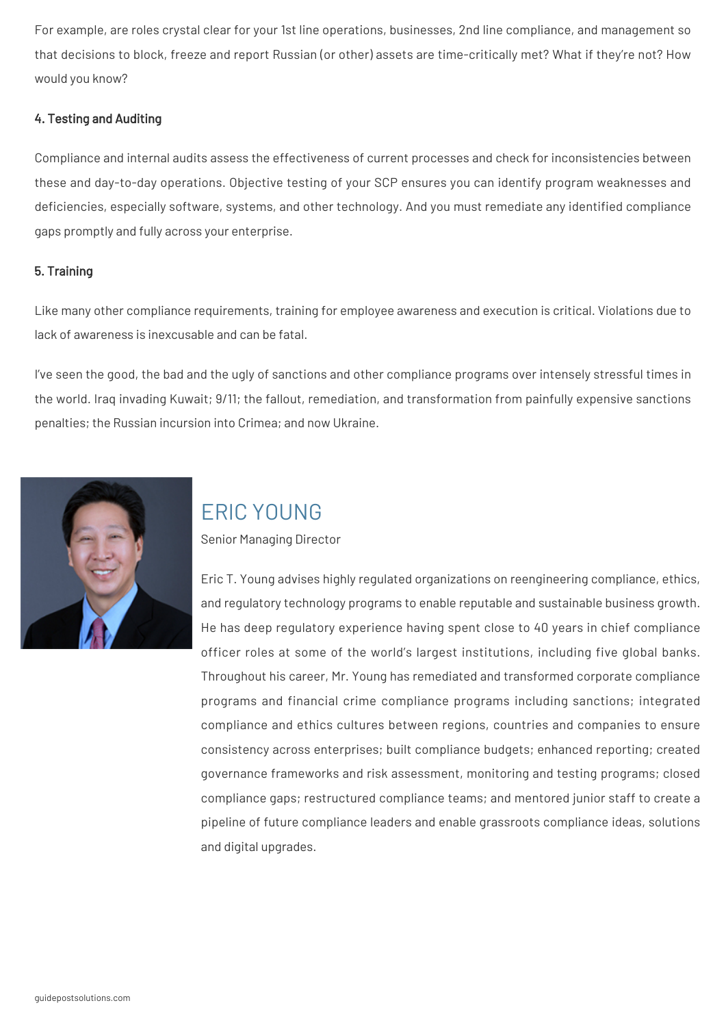For example, are roles crystal clear for your 1st line operations, businesses, 2nd line compliance, and management so that decisions to block, freeze and report Russian (or other) assets are time-critically met? What if they're not? How would you know?

#### 4. Testing and Auditing

Compliance and internal audits assess the effectiveness of current processes and check for inconsistencies between these and day-to-day operations. Objective testing of your SCP ensures you can identify program weaknesses and deficiencies, especially software, systems, and other technology. And you must remediate any identified compliance gaps promptly and fully across your enterprise.

#### 5. Training

Like many other compliance requirements, training for employee awareness and execution is critical. Violations due to lack of awareness is inexcusable and can be fatal.

I've seen the good, the bad and the ugly of sanctions and other compliance programs over intensely stressful times in the world. Iraq invading Kuwait; 9/11; the fallout, remediation, and transformation from painfully expensive sanctions penalties; the Russian incursion into Crimea; and now Ukraine.

## ERIC YOUNG

Senior Managing Director

Eric T. Young advises highly regulated organizations on reengineering compliance, ethics, and regulatory technology programs to enable reputable and sustainable business growth. He has deep regulatory experience having spent close to 40 years in chief compliance officer roles at some of the world's largest institutions, including five global banks. Throughout his career, Mr. Young has remediated and transformed corporate compliance programs and financial crime compliance programs including sanctions; integrated compliance and ethics cultures between regions, countries and companies to ensure consistency across enterprises; built compliance budgets; enhanced reporting; created governance frameworks and risk assessment, monitoring and testing programs; closed compliance gaps; restructured compliance teams; and mentored junior staff to create a pipeline of future compliance leaders and enable grassroots compliance ideas, solutions and digital upgrades.